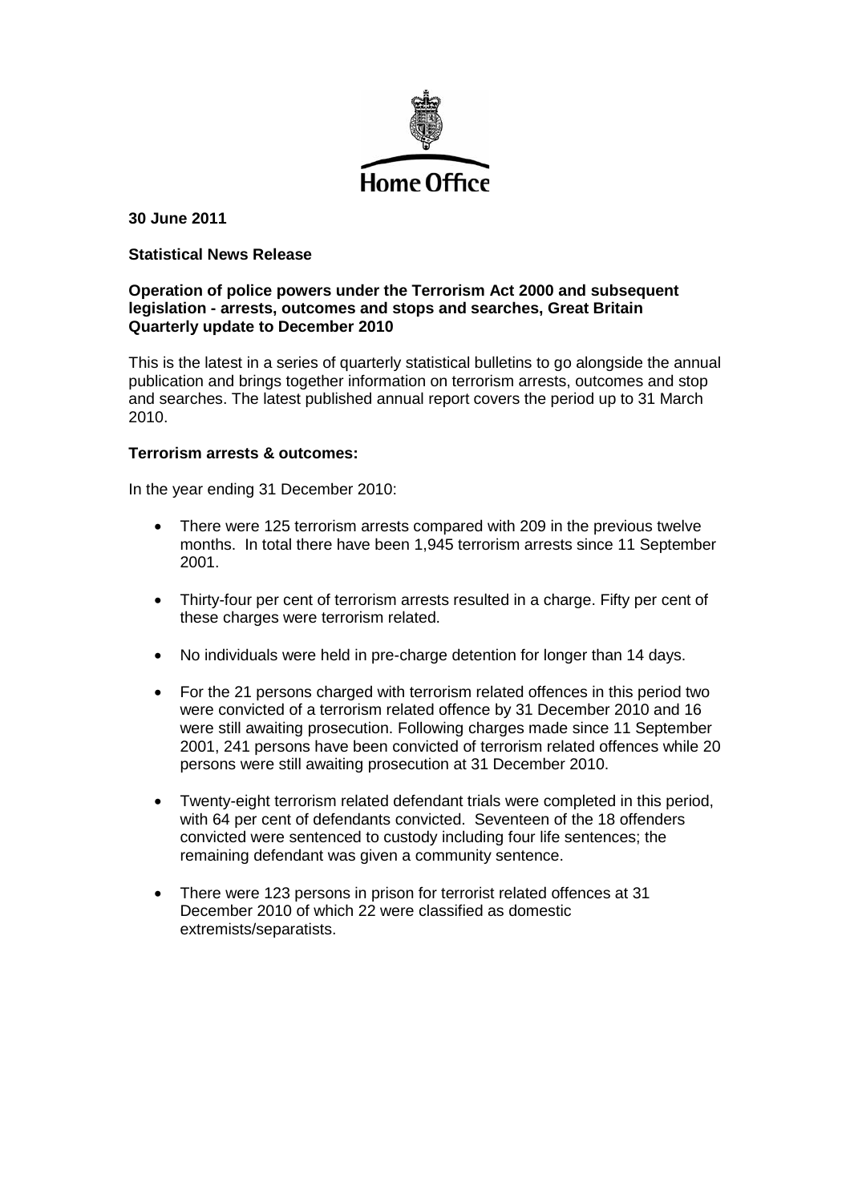Home Office

**30 June 2011**

**Statistical News Release**

**Operation of police powers under the Terrorism Act 2000 and subsequent legislation - arrests, outcomes and stops and searches, Great Britain Quarterly update to December 2010**

This is the latest in a series of quarterly statistical bulletins to go alongside the annual publication and brings together information on terrorism arrests, outcomes and stop and searches. The latest published annual report covers the period up to 31 March 2010.

**Terrorism arrests & outcomes:**

In the year ending 31 December 2010:

- There were 125 terrorism arrests compared with 209 in the previous twelve months. In total there have been 1,945 terrorism arrests since 11 September 2001.
- Thirty-four per cent of terrorism arrests resulted in a charge. Fifty per cent of these charges were terrorism related.
- No individuals were held in pre-charge detention for longer than 14 days.
- For the 21 persons charged with terrorism related offences in this period two were convicted of a terrorism related offence by 31 December 2010 and 16 were still awaiting prosecution. Following charges made since 11 September 2001, 241 persons have been convicted of terrorism related offences while 20 persons were still awaiting prosecution at 31 December 2010.
- Twenty-eight terrorism related defendant trials were completed in this period, with 64 per cent of defendants convicted. Seventeen of the 18 offenders convicted were sentenced to custody including four life sentences; the remaining defendant was given a community sentence.
- There were 123 persons in prison for terrorist related offences at 31 December 2010 of which 22 were classified as domestic extremists/separatists.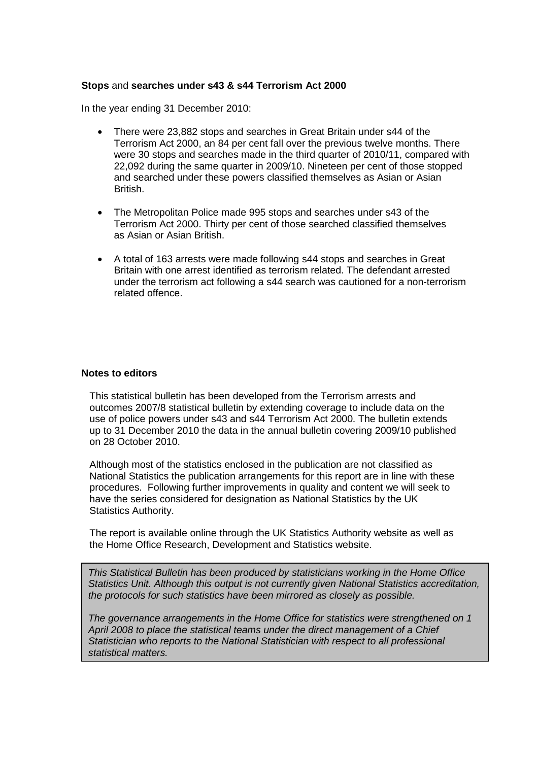**Stops** and **searches under s43 & s44 Terrorism Act 2000**

In the year ending 31 December 2010:

- There were 23,882 stops and searches in Great Britain under s44 of the Terrorism Act 2000, an 84 per cent fall over the previous twelve months. There were 30 stops and searches made in the third quarter of 2010/11, compared with 22,092 during the same quarter in 2009/10. Nineteen per cent of those stopped and searched under these powers classified themselves as Asian or Asian British.

- The Metropolitan Police made 995 stops and searches under s43 of the Terrorism Act 2000. Thirty per cent of those searched classified themselves as Asian or Asian British.

- A total of 163 arrests were made following s44 stops and searches in Great Britain with one arrest identified as terrorism related. The defendant arrested under the terrorism act following a s44 search was cautioned for a non-terrorism related offence.

**Notes to editors**

This statistical bulletin has been developed from the Terrorism arrests and outcomes 2007/8 statistical bulletin by extending coverage to include data on the use of police powers under s43 and s44 Terrorism Act 2000. The bulletin extends up to 31 December 2010 the data in the annual bulletin covering 2009/10 published on 28 October 2010.

Although most of the statistics enclosed in the publication are not classified as National Statistics the publication arrangements for this report are in line with these procedures. Following further improvements in quality and content we will seek to have the series considered for designation as National Statistics by the UK Statistics Authority.

The report is available online through the UK Statistics Authority website as well as the Home Office Research, Development and Statistics website.

*This Statistical Bulletin has been produced by statisticians working in the Home Office Statistics Unit. Although this output is not currently given National Statistics accreditation, the protocols for such statistics have been mirrored as closely as possible.*

*The governance arrangements in the Home Office for statistics were strengthened on 1 April 2008 to place the statistical teams under the direct management of a Chief Statistician who reports to the National Statistician with respect to all professional statistical matters.*